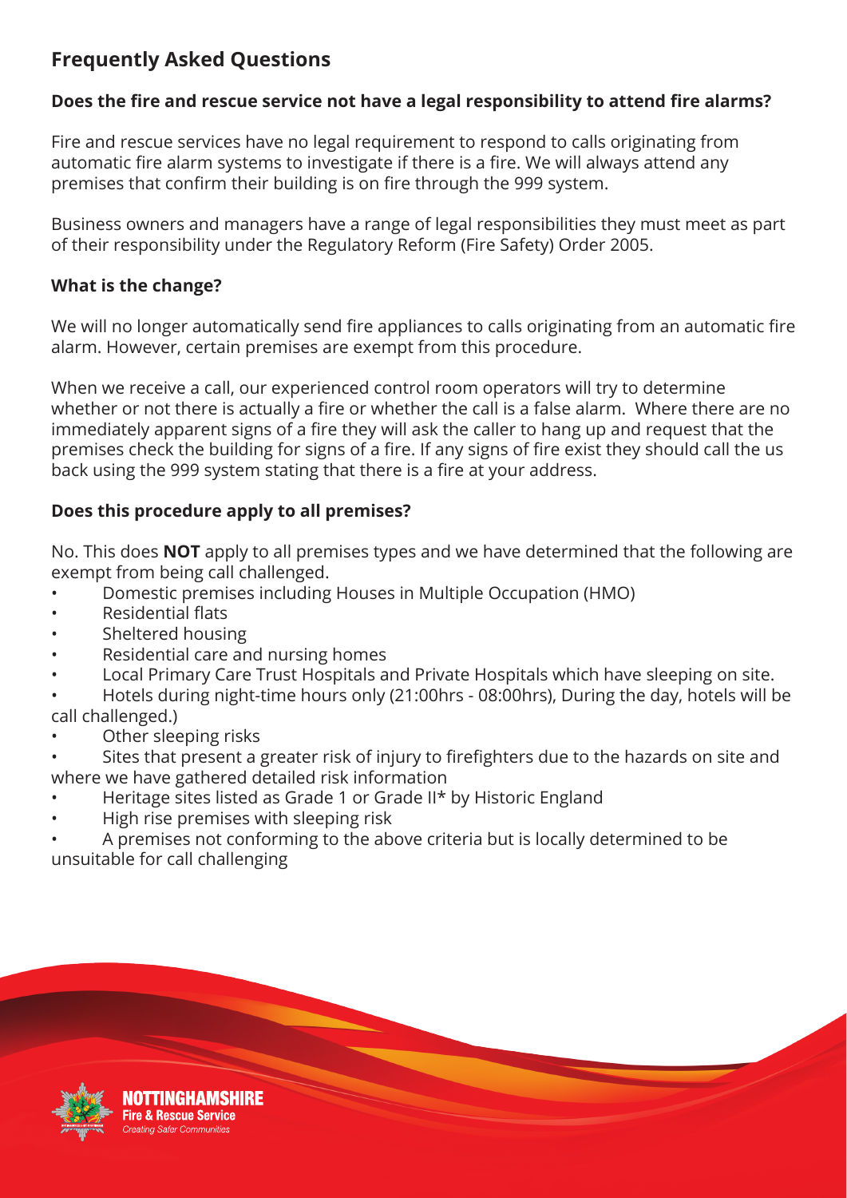## Frequently Asked Questions

### Does the fire and rescue service not have a legal responsibility to attend fire alarms?

Fire and rescue services have no legal requirement to respond to calls originating from automatic fire alarm systems to investigate if there is a fire. We will always attend any premises that confirm their building is on fire through the 999 system.

Business owners and managers have a range of legal responsibilities they must meet as part of their responsibility under the Regulatory Reform (Fire Safety) Order 2005.

### What is the change?

We will no longer automatically send fire appliances to calls originating from an automatic fire alarm. However, certain premises are exempt from this procedure.

When we receive a call, our experienced control room operators will try to determine whether or not there is actually a fire or whether the call is a false alarm. Where there are no immediately apparent signs of a fire they will ask the caller to hang up and request that the premises check the building for signs of a fire. If any signs of fire exist they should call the us back using the 999 system stating that there is a fire at your address.

### Does this procedure apply to all premises?

No. This does **NOT** apply to all premises types and we have determined that the following are exempt from being call challenged.

- Domestic premises including Houses in Multiple Occupation (HMO)
- Residential flats
- Sheltered housing
- Residential care and nursing homes
- Local Primary Care Trust Hospitals and Private Hospitals which have sleeping on site.
- Hotels during night-time hours only (21:00hrs - 08:00hrs), During the day, hotels will be call challenged.)
- Other sleeping risks
- Sites that present a greater risk of injury to firefighters due to the hazards on site and where we have gathered detailed risk information
- Heritage sites listed as Grade 1 or Grade II* by Historic England
- High rise premises with sleeping risk
- A premises not conforming to the above criteria but is locally determined to be unsuitable for call challenging

NOTTINGHAMSHIRE
Fire & Rescue Service
*Creating Safer Communities*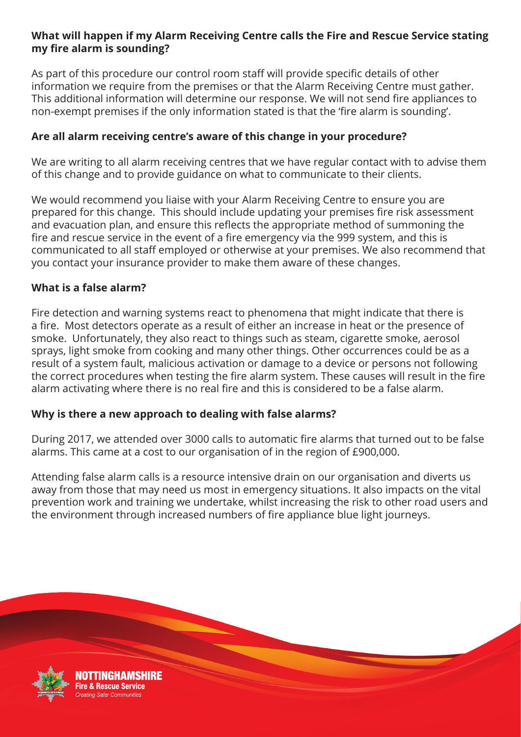### What will happen if my Alarm Receiving Centre calls the Fire and Rescue Service stating my fire alarm is sounding?

As part of this procedure our control room staff will provide specific details of other information we require from the premises or that the Alarm Receiving Centre must gather. This additional information will determine our response. We will not send fire appliances to non-exempt premises if the only information stated is that the 'fire alarm is sounding'.

### Are all alarm receiving centre's aware of this change in your procedure?

We are writing to all alarm receiving centres that we have regular contact with to advise them of this change and to provide guidance on what to communicate to their clients.

We would recommend you liaise with your Alarm Receiving Centre to ensure you are prepared for this change. This should include updating your premises fire risk assessment and evacuation plan, and ensure this reflects the appropriate method of summoning the fire and rescue service in the event of a fire emergency via the 999 system, and this is communicated to all staff employed or otherwise at your premises. We also recommend that you contact your insurance provider to make them aware of these changes.

### What is a false alarm?

Fire detection and warning systems react to phenomena that might indicate that there is a fire. Most detectors operate as a result of either an increase in heat or the presence of smoke. Unfortunately, they also react to things such as steam, cigarette smoke, aerosol sprays, light smoke from cooking and many other things. Other occurrences could be as a result of a system fault, malicious activation or damage to a device or persons not following the correct procedures when testing the fire alarm system. These causes will result in the fire alarm activating where there is no real fire and this is considered to be a false alarm.

### Why is there a new approach to dealing with false alarms?

During 2017, we attended over 3000 calls to automatic fire alarms that turned out to be false alarms. This came at a cost to our organisation of in the region of £900,000.

Attending false alarm calls is a resource intensive drain on our organisation and diverts us away from those that may need us most in emergency situations. It also impacts on the vital prevention work and training we undertake, whilst increasing the risk to other road users and the environment through increased numbers of fire appliance blue light journeys.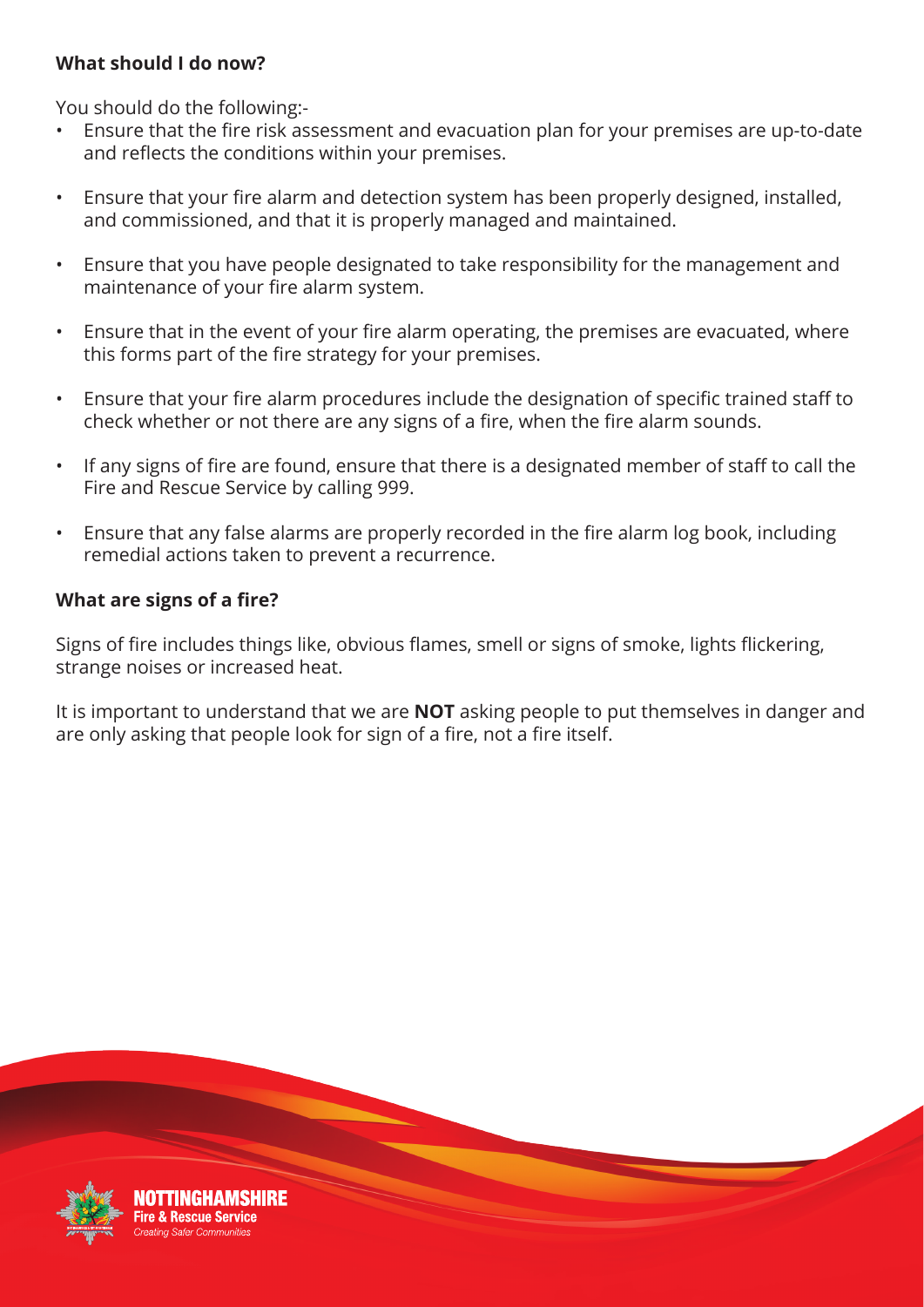**What should I do now?**

You should do the following:-

- Ensure that the fire risk assessment and evacuation plan for your premises are up-to-date and reflects the conditions within your premises.
- Ensure that your fire alarm and detection system has been properly designed, installed, and commissioned, and that it is properly managed and maintained.
- Ensure that you have people designated to take responsibility for the management and maintenance of your fire alarm system.
- Ensure that in the event of your fire alarm operating, the premises are evacuated, where this forms part of the fire strategy for your premises.
- Ensure that your fire alarm procedures include the designation of specific trained staff to check whether or not there are any signs of a fire, when the fire alarm sounds.
- If any signs of fire are found, ensure that there is a designated member of staff to call the Fire and Rescue Service by calling 999.
- Ensure that any false alarms are properly recorded in the fire alarm log book, including remedial actions taken to prevent a recurrence.

**What are signs of a fire?**

Signs of fire includes things like, obvious flames, smell or signs of smoke, lights flickering, strange noises or increased heat.

It is important to understand that we are **NOT** asking people to put themselves in danger and are only asking that people look for sign of a fire, not a fire itself.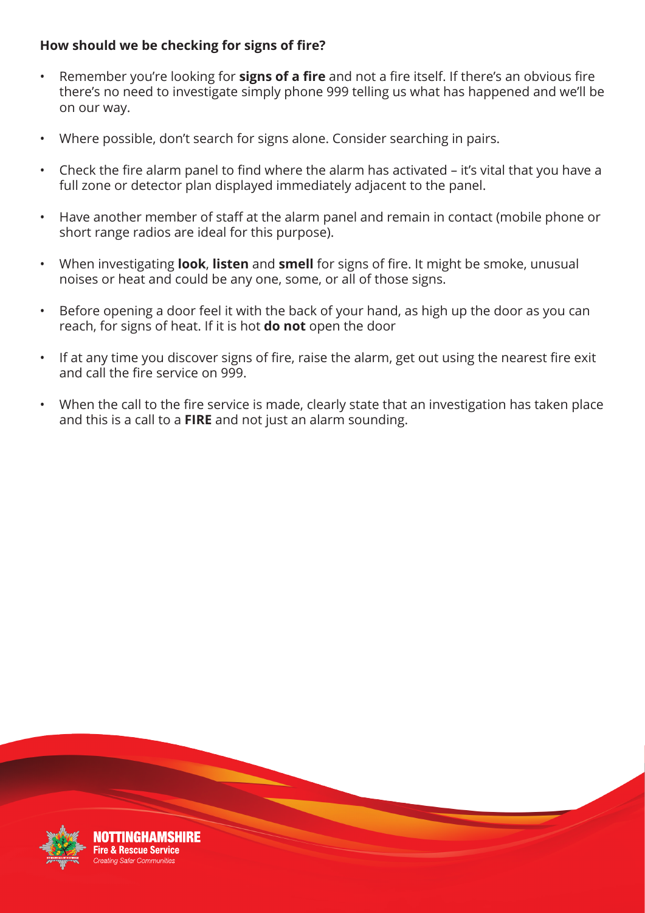### How should we be checking for signs of fire?

- Remember you're looking for **signs of a fire** and not a fire itself. If there's an obvious fire there's no need to investigate simply phone 999 telling us what has happened and we'll be on our way.
- Where possible, don't search for signs alone. Consider searching in pairs.
- Check the fire alarm panel to find where the alarm has activated – it's vital that you have a full zone or detector plan displayed immediately adjacent to the panel.
- Have another member of staff at the alarm panel and remain in contact (mobile phone or short range radios are ideal for this purpose).
- When investigating **look**, **listen** and **smell** for signs of fire. It might be smoke, unusual noises or heat and could be any one, some, or all of those signs.
- Before opening a door feel it with the back of your hand, as high up the door as you can reach, for signs of heat. If it is hot **do not** open the door
- If at any time you discover signs of fire, raise the alarm, get out using the nearest fire exit and call the fire service on 999.
- When the call to the fire service is made, clearly state that an investigation has taken place and this is a call to a **FIRE** and not just an alarm sounding.

NOTTINGHAMSHIRE
Fire & Rescue Service
*Creating Safer Communities*